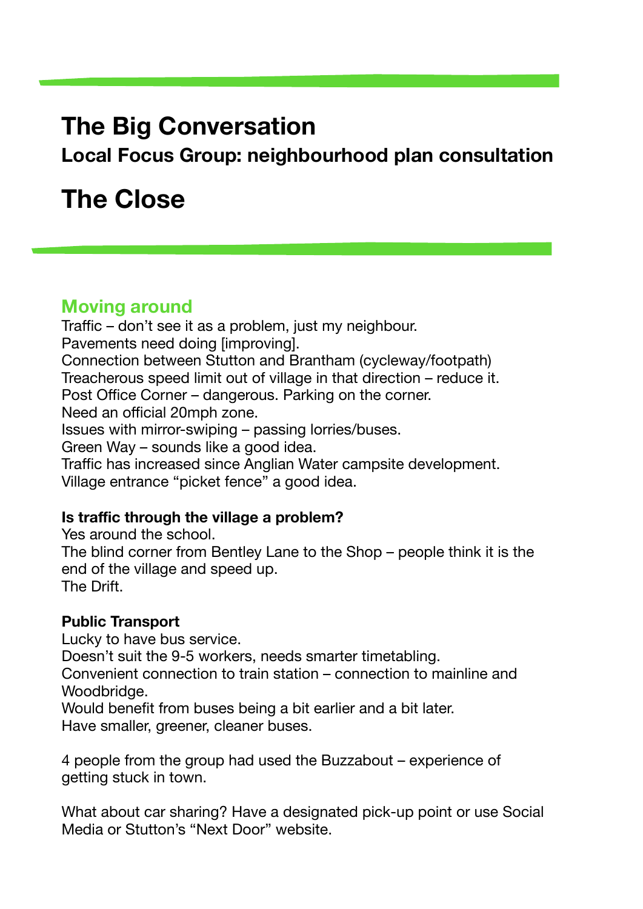# The Big Conversation

**Local Focus Group: neighbourhood plan consultation**

# The Close

## Moving around

Traffic – don't see it as a problem, just my neighbour.
Pavements need doing [improving].
Connection between Stutton and Brantham (cycleway/footpath)
Treacherous speed limit out of village in that direction – reduce it.
Post Office Corner – dangerous. Parking on the corner.
Need an official 20mph zone.
Issues with mirror-swiping – passing lorries/buses.
Green Way – sounds like a good idea.
Traffic has increased since Anglian Water campsite development.
Village entrance "picket fence" a good idea.

**Is traffic through the village a problem?**

Yes around the school.
The blind corner from Bentley Lane to the Shop – people think it is the end of the village and speed up.
The Drift.

**Public Transport**

Lucky to have bus service.
Doesn't suit the 9-5 workers, needs smarter timetabling.
Convenient connection to train station – connection to mainline and Woodbridge.
Would benefit from buses being a bit earlier and a bit later.
Have smaller, greener, cleaner buses.

4 people from the group had used the Buzzabout – experience of getting stuck in town.

What about car sharing? Have a designated pick-up point or use Social Media or Stutton's "Next Door" website.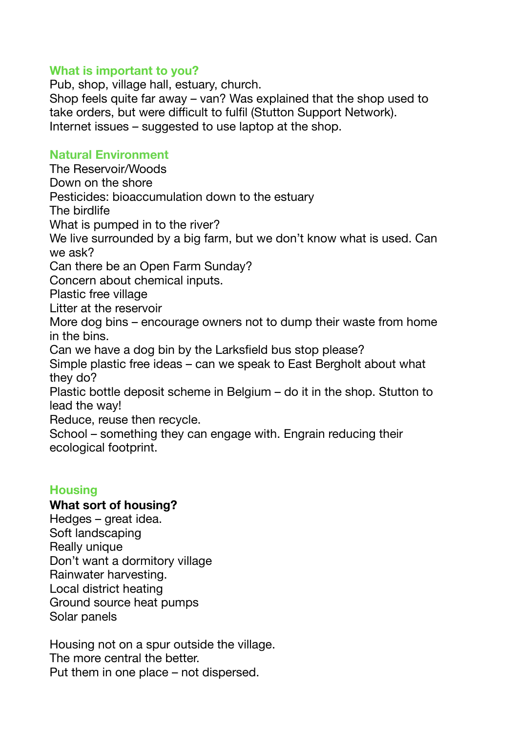## What is important to you?

Pub, shop, village hall, estuary, church.
Shop feels quite far away – van? Was explained that the shop used to take orders, but were difficult to fulfil (Stutton Support Network).
Internet issues – suggested to use laptop at the shop.

## Natural Environment

The Reservoir/Woods
Down on the shore
Pesticides: bioaccumulation down to the estuary
The birdlife
What is pumped in to the river?
We live surrounded by a big farm, but we don't know what is used. Can we ask?
Can there be an Open Farm Sunday?
Concern about chemical inputs.
Plastic free village
Litter at the reservoir
More dog bins – encourage owners not to dump their waste from home in the bins.
Can we have a dog bin by the Larksfield bus stop please?
Simple plastic free ideas – can we speak to East Bergholt about what they do?
Plastic bottle deposit scheme in Belgium – do it in the shop. Stutton to lead the way!
Reduce, reuse then recycle.
School – something they can engage with. Engrain reducing their ecological footprint.

## Housing

**What sort of housing?**

Hedges – great idea.
Soft landscaping
Really unique
Don't want a dormitory village
Rainwater harvesting.
Local district heating
Ground source heat pumps
Solar panels

Housing not on a spur outside the village.
The more central the better.
Put them in one place – not dispersed.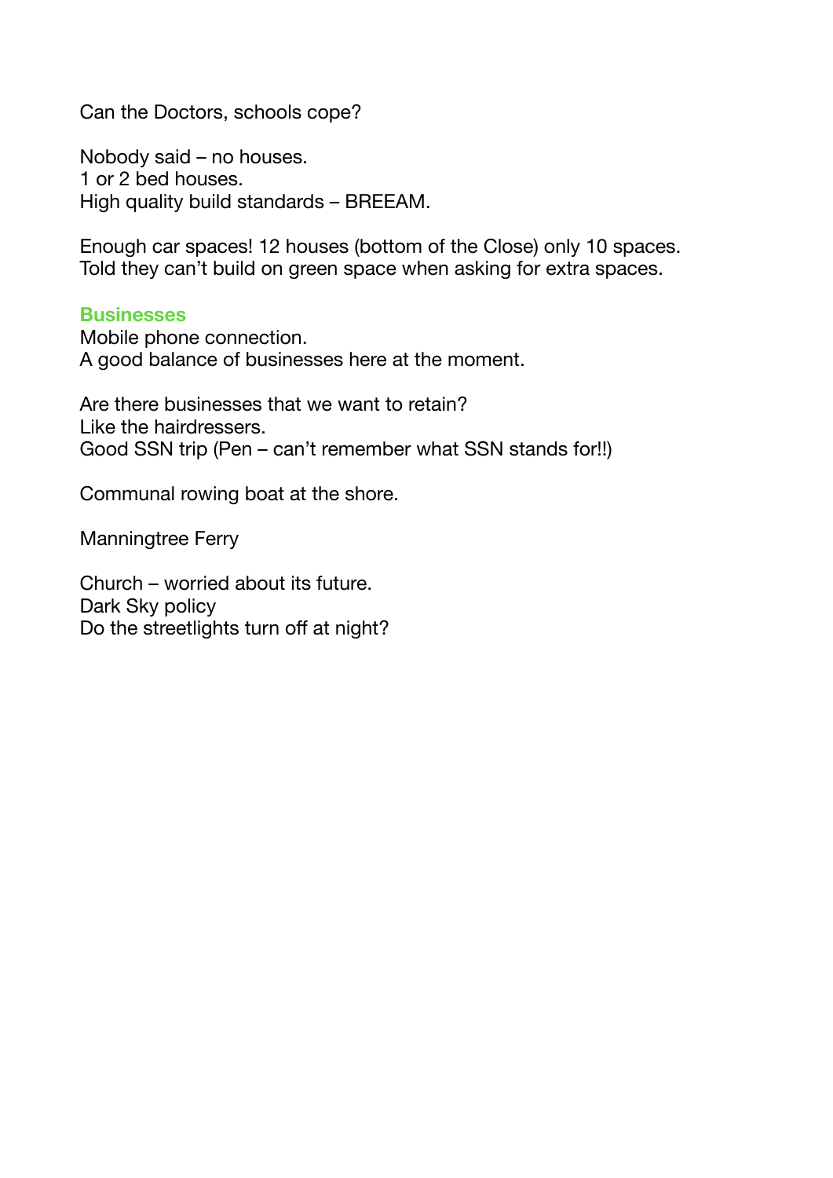Can the Doctors, schools cope?

Nobody said – no houses.
1 or 2 bed houses.
High quality build standards – BREEAM.

Enough car spaces! 12 houses (bottom of the Close) only 10 spaces.
Told they can't build on green space when asking for extra spaces.

## Businesses

Mobile phone connection.
A good balance of businesses here at the moment.

Are there businesses that we want to retain?
Like the hairdressers.
Good SSN trip (Pen – can't remember what SSN stands for!!)

Communal rowing boat at the shore.

Manningtree Ferry

Church – worried about its future.
Dark Sky policy
Do the streetlights turn off at night?